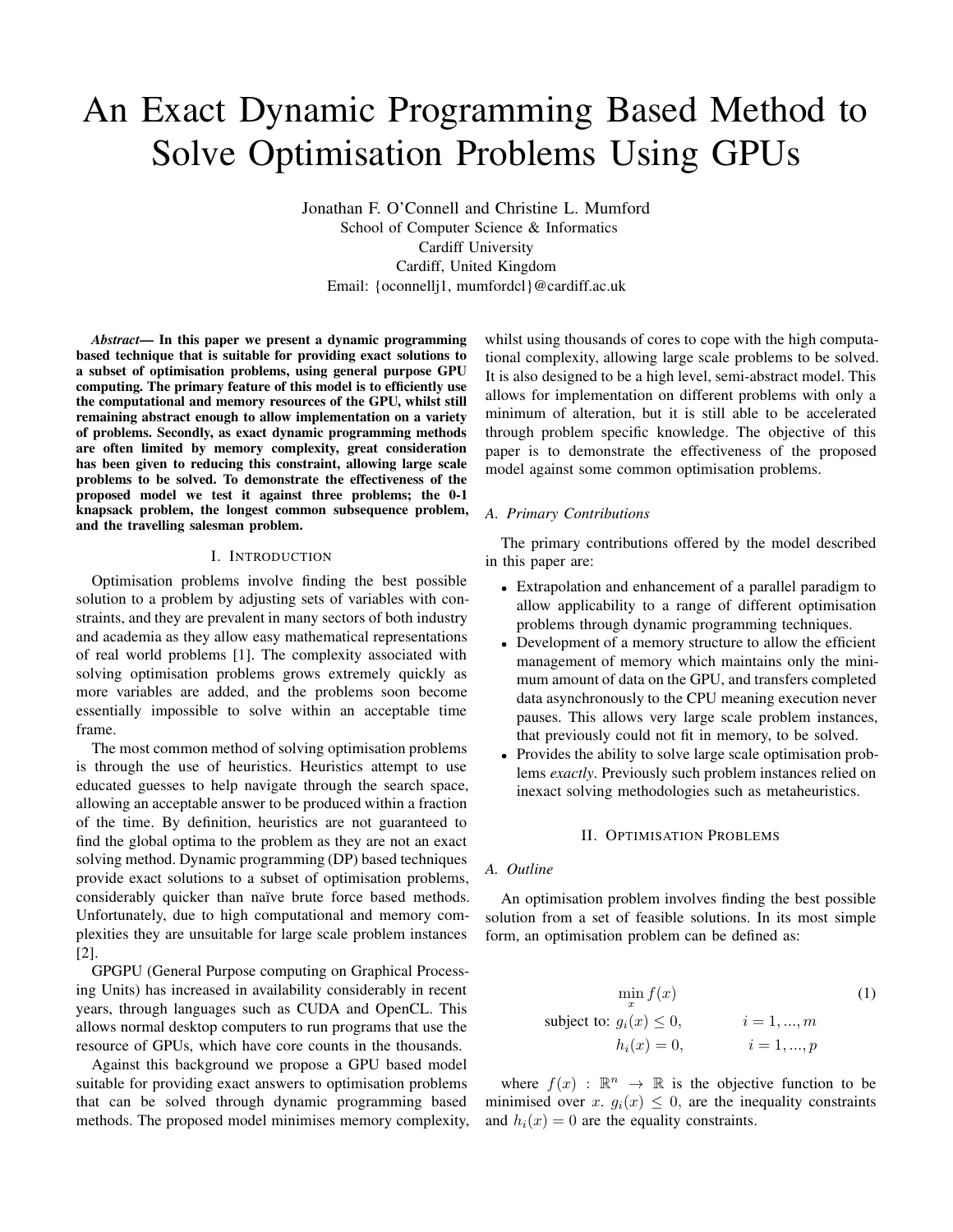# An Exact Dynamic Programming Based Method to Solve Optimisation Problems Using GPUs

Jonathan F. O'Connell and Christine L. Mumford
School of Computer Science & Informatics
Cardiff University
Cardiff, United Kingdom
Email: {oconnellj1, mumfordcl}@cardiff.ac.uk

***Abstract*— In this paper we present a dynamic programming based technique that is suitable for providing exact solutions to a subset of optimisation problems, using general purpose GPU computing. The primary feature of this model is to efficiently use the computational and memory resources of the GPU, whilst still remaining abstract enough to allow implementation on a variety of problems. Secondly, as exact dynamic programming methods are often limited by memory complexity, great consideration has been given to reducing this constraint, allowing large scale problems to be solved. To demonstrate the effectiveness of the proposed model we test it against three problems; the 0-1 knapsack problem, the longest common subsequence problem, and the travelling salesman problem.**

## I. Introduction

Optimisation problems involve finding the best possible solution to a problem by adjusting sets of variables with constraints, and they are prevalent in many sectors of both industry and academia as they allow easy mathematical representations of real world problems [1]. The complexity associated with solving optimisation problems grows extremely quickly as more variables are added, and the problems soon become essentially impossible to solve within an acceptable time frame.

The most common method of solving optimisation problems is through the use of heuristics. Heuristics attempt to use educated guesses to help navigate through the search space, allowing an acceptable answer to be produced within a fraction of the time. By definition, heuristics are not guaranteed to find the global optima to the problem as they are not an exact solving method. Dynamic programming (DP) based techniques provide exact solutions to a subset of optimisation problems, considerably quicker than naïve brute force based methods. Unfortunately, due to high computational and memory complexities they are unsuitable for large scale problem instances [2].

GPGPU (General Purpose computing on Graphical Processing Units) has increased in availability considerably in recent years, through languages such as CUDA and OpenCL. This allows normal desktop computers to run programs that use the resource of GPUs, which have core counts in the thousands.

Against this background we propose a GPU based model suitable for providing exact answers to optimisation problems that can be solved through dynamic programming based methods. The proposed model minimises memory complexity, whilst using thousands of cores to cope with the high computational complexity, allowing large scale problems to be solved. It is also designed to be a high level, semi-abstract model. This allows for implementation on different problems with only a minimum of alteration, but it is still able to be accelerated through problem specific knowledge. The objective of this paper is to demonstrate the effectiveness of the proposed model against some common optimisation problems.

### A. Primary Contributions

The primary contributions offered by the model described in this paper are:

- Extrapolation and enhancement of a parallel paradigm to allow applicability to a range of different optimisation problems through dynamic programming techniques.
- Development of a memory structure to allow the efficient management of memory which maintains only the minimum amount of data on the GPU, and transfers completed data asynchronously to the CPU meaning execution never pauses. This allows very large scale problem instances, that previously could not fit in memory, to be solved.
- Provides the ability to solve large scale optimisation problems *exactly*. Previously such problem instances relied on inexact solving methodologies such as metaheuristics.

## II. Optimisation Problems

### A. Outline

An optimisation problem involves finding the best possible solution from a set of feasible solutions. In its most simple form, an optimisation problem can be defined as:

$$
\begin{aligned}
&\min_{x} f(x) && && (1)\\
\text{subject to: } & g_i(x) \leq 0, && i = 1, ..., m\\
& h_i(x) = 0, && i = 1, ..., p
\end{aligned}
$$

where $f(x) : \mathbb{R}^n \to \mathbb{R}$ is the objective function to be minimised over $x$. $g_i(x) \leq 0$, are the inequality constraints and $h_i(x) = 0$ are the equality constraints.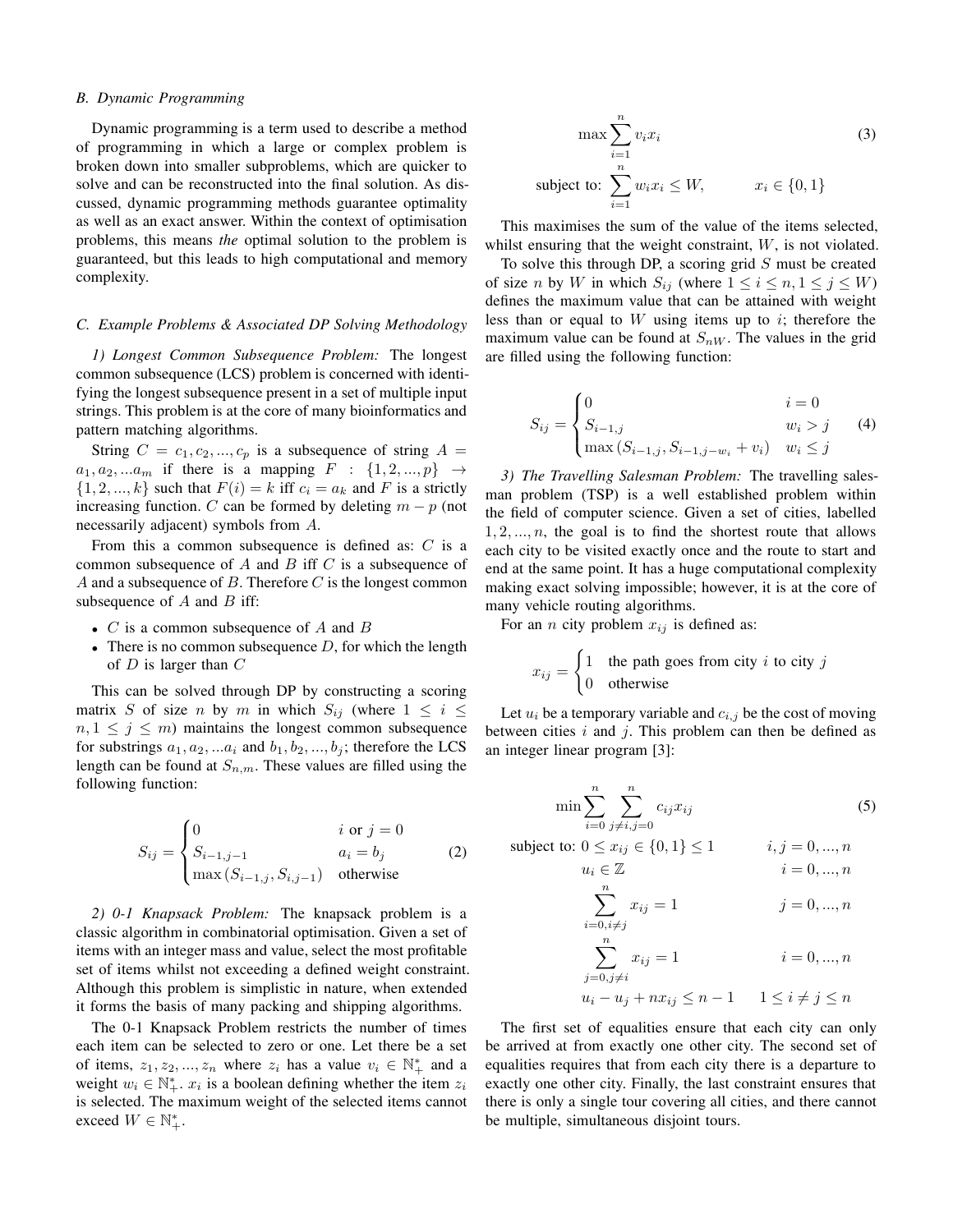### B. Dynamic Programming

Dynamic programming is a term used to describe a method of programming in which a large or complex problem is broken down into smaller subproblems, which are quicker to solve and can be reconstructed into the final solution. As discussed, dynamic programming methods guarantee optimality as well as an exact answer. Within the context of optimisation problems, this means *the* optimal solution to the problem is guaranteed, but this leads to high computational and memory complexity.

### C. Example Problems & Associated DP Solving Methodology

*1) Longest Common Subsequence Problem:* The longest common subsequence (LCS) problem is concerned with identifying the longest subsequence present in a set of multiple input strings. This problem is at the core of many bioinformatics and pattern matching algorithms.

String $C = c_1, c_2, ..., c_p$ is a subsequence of string $A = a_1, a_2, ...a_m$ if there is a mapping $F : \{1, 2, ..., p\} \rightarrow \{1, 2, ..., k\}$ such that $F(i) = k$ iff $c_i = a_k$ and $F$ is a strictly increasing function. $C$ can be formed by deleting $m - p$ (not necessarily adjacent) symbols from $A$.

From this a common subsequence is defined as: $C$ is a common subsequence of $A$ and $B$ iff $C$ is a subsequence of $A$ and a subsequence of $B$. Therefore $C$ is the longest common subsequence of $A$ and $B$ iff:

- $C$ is a common subsequence of $A$ and $B$
- There is no common subsequence $D$, for which the length of $D$ is larger than $C$

This can be solved through DP by constructing a scoring matrix $S$ of size $n$ by $m$ in which $S_{ij}$ (where $1 \leq i \leq n, 1 \leq j \leq m$) maintains the longest common subsequence for substrings $a_1, a_2, ...a_i$ and $b_1, b_2, ..., b_j$; therefore the LCS length can be found at $S_{n,m}$. These values are filled using the following function:

$$S_{ij} = \begin{cases} 0 & i \text{ or } j = 0 \\ S_{i-1,j-1} & a_i = b_j \\ \max(S_{i-1,j}, S_{i,j-1}) & \text{otherwise} \end{cases} \tag{2}$$

*2) 0-1 Knapsack Problem:* The knapsack problem is a classic algorithm in combinatorial optimisation. Given a set of items with an integer mass and value, select the most profitable set of items whilst not exceeding a defined weight constraint. Although this problem is simplistic in nature, when extended it forms the basis of many packing and shipping algorithms.

The 0-1 Knapsack Problem restricts the number of times each item can be selected to zero or one. Let there be a set of items, $z_1, z_2, ..., z_n$ where $z_i$ has a value $v_i \in \mathbb{N}_+^*$ and a weight $w_i \in \mathbb{N}_+^*$. $x_i$ is a boolean defining whether the item $z_i$ is selected. The maximum weight of the selected items cannot exceed $W \in \mathbb{N}_+^*$.

$$\begin{aligned} &\max \sum_{i=1}^{n} v_i x_i \\ &\text{subject to: } \sum_{i=1}^{n} w_i x_i \leq W, \qquad x_i \in \{0, 1\} \end{aligned} \tag{3}$$

This maximises the sum of the value of the items selected, whilst ensuring that the weight constraint, $W$, is not violated.

To solve this through DP, a scoring grid $S$ must be created of size $n$ by $W$ in which $S_{ij}$ (where $1 \leq i \leq n, 1 \leq j \leq W$) defines the maximum value that can be attained with weight less than or equal to $W$ using items up to $i$; therefore the maximum value can be found at $S_{nW}$. The values in the grid are filled using the following function:

$$S_{ij} = \begin{cases} 0 & i = 0 \\ S_{i-1,j} & w_i > j \\ \max(S_{i-1,j}, S_{i-1,j-w_i} + v_i) & w_i \leq j \end{cases} \tag{4}$$

*3) The Travelling Salesman Problem:* The travelling salesman problem (TSP) is a well established problem within the field of computer science. Given a set of cities, labelled $1, 2, ..., n$, the goal is to find the shortest route that allows each city to be visited exactly once and the route to start and end at the same point. It has a huge computational complexity making exact solving impossible; however, it is at the core of many vehicle routing algorithms.

For an $n$ city problem $x_{ij}$ is defined as:

$$x_{ij} = \begin{cases} 1 & \text{the path goes from city } i \text{ to city } j \\ 0 & \text{otherwise} \end{cases}$$

Let $u_i$ be a temporary variable and $c_{i,j}$ be the cost of moving between cities $i$ and $j$. This problem can then be defined as an integer linear program [3]:

$$\begin{aligned} &\min \sum_{i=0}^{n} \sum_{j \neq i, j=0}^{n} c_{ij} x_{ij} \\ &\text{subject to: } 0 \leq x_{ij} \in \{0, 1\} \leq 1 \qquad i, j = 0, ..., n \\ &u_i \in \mathbb{Z} \qquad i = 0, ..., n \\ &\sum_{i=0, i \neq j}^{n} x_{ij} = 1 \qquad j = 0, ..., n \\ &\sum_{j=0, j \neq i}^{n} x_{ij} = 1 \qquad i = 0, ..., n \\ &u_i - u_j + n x_{ij} \leq n - 1 \qquad 1 \leq i \neq j \leq n \end{aligned} \tag{5}$$

The first set of equalities ensure that each city can only be arrived at from exactly one other city. The second set of equalities requires that from each city there is a departure to exactly one other city. Finally, the last constraint ensures that there is only a single tour covering all cities, and there cannot be multiple, simultaneous disjoint tours.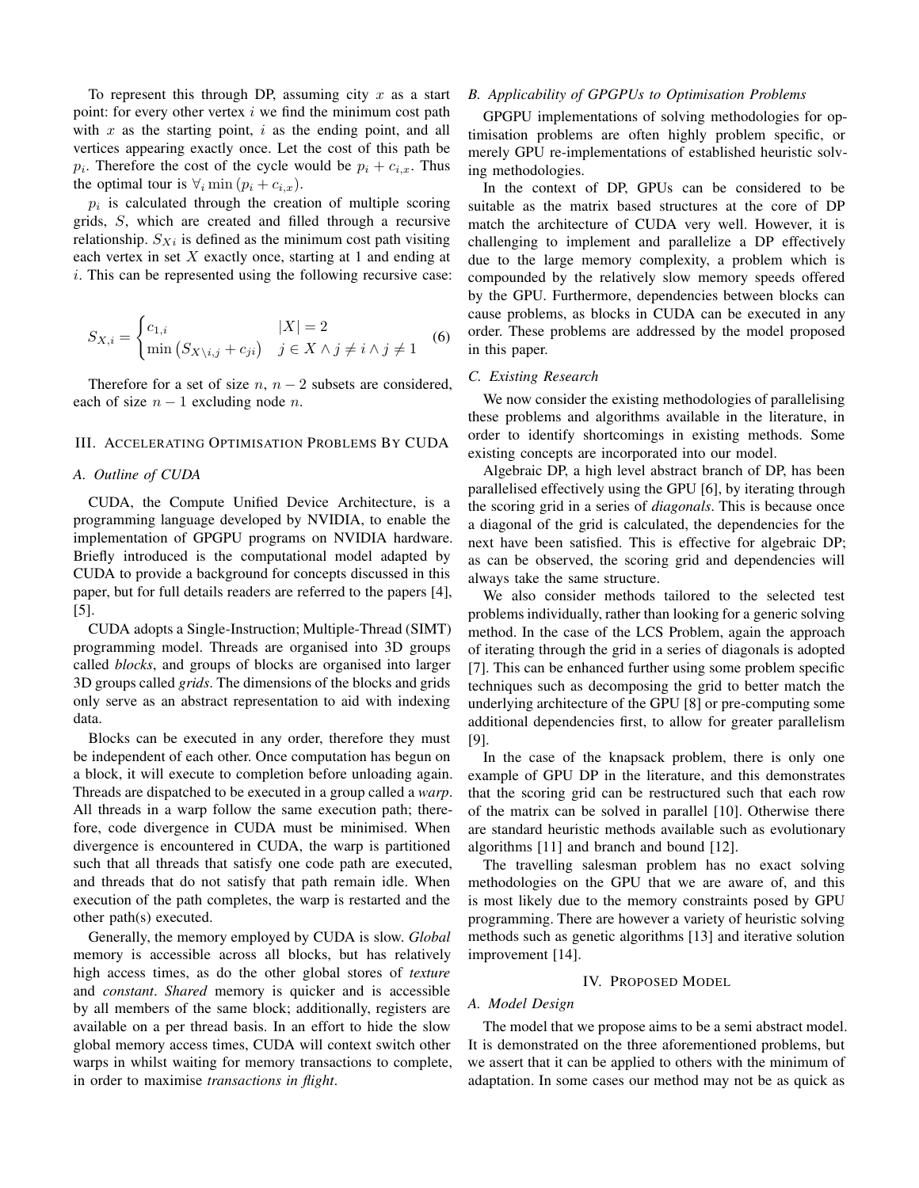To represent this through DP, assuming city $x$ as a start point: for every other vertex $i$ we find the minimum cost path with $x$ as the starting point, $i$ as the ending point, and all vertices appearing exactly once. Let the cost of this path be $p_i$. Therefore the cost of the cycle would be $p_i + c_{i,x}$. Thus the optimal tour is $\forall_i \min(p_i + c_{i,x})$.

$p_i$ is calculated through the creation of multiple scoring grids, $S$, which are created and filled through a recursive relationship. $S_{Xi}$ is defined as the minimum cost path visiting each vertex in set $X$ exactly once, starting at 1 and ending at $i$. This can be represented using the following recursive case:

$$S_{X,i} = \begin{cases} c_{1,i} & |X| = 2 \\ \min\left(S_{X\setminus i,j} + c_{ji}\right) & j \in X \wedge j \neq i \wedge j \neq 1 \end{cases} \quad (6)$$

Therefore for a set of size $n$, $n-2$ subsets are considered, each of size $n-1$ excluding node $n$.

## III. Accelerating Optimisation Problems By CUDA

### A. Outline of CUDA

CUDA, the Compute Unified Device Architecture, is a programming language developed by NVIDIA, to enable the implementation of GPGPU programs on NVIDIA hardware. Briefly introduced is the computational model adapted by CUDA to provide a background for concepts discussed in this paper, but for full details readers are referred to the papers [4], [5].

CUDA adopts a Single-Instruction; Multiple-Thread (SIMT) programming model. Threads are organised into 3D groups called *blocks*, and groups of blocks are organised into larger 3D groups called *grids*. The dimensions of the blocks and grids only serve as an abstract representation to aid with indexing data.

Blocks can be executed in any order, therefore they must be independent of each other. Once computation has begun on a block, it will execute to completion before unloading again. Threads are dispatched to be executed in a group called a *warp*. All threads in a warp follow the same execution path; therefore, code divergence in CUDA must be minimised. When divergence is encountered in CUDA, the warp is partitioned such that all threads that satisfy one code path are executed, and threads that do not satisfy that path remain idle. When execution of the path completes, the warp is restarted and the other path(s) executed.

Generally, the memory employed by CUDA is slow. *Global* memory is accessible across all blocks, but has relatively high access times, as do the other global stores of *texture* and *constant*. *Shared* memory is quicker and is accessible by all members of the same block; additionally, registers are available on a per thread basis. In an effort to hide the slow global memory access times, CUDA will context switch other warps in whilst waiting for memory transactions to complete, in order to maximise *transactions in flight*.

### B. Applicability of GPGPUs to Optimisation Problems

GPGPU implementations of solving methodologies for optimisation problems are often highly problem specific, or merely GPU re-implementations of established heuristic solving methodologies.

In the context of DP, GPUs can be considered to be suitable as the matrix based structures at the core of DP match the architecture of CUDA very well. However, it is challenging to implement and parallelize a DP effectively due to the large memory complexity, a problem which is compounded by the relatively slow memory speeds offered by the GPU. Furthermore, dependencies between blocks can cause problems, as blocks in CUDA can be executed in any order. These problems are addressed by the model proposed in this paper.

### C. Existing Research

We now consider the existing methodologies of parallelising these problems and algorithms available in the literature, in order to identify shortcomings in existing methods. Some existing concepts are incorporated into our model.

Algebraic DP, a high level abstract branch of DP, has been parallelised effectively using the GPU [6], by iterating through the scoring grid in a series of *diagonals*. This is because once a diagonal of the grid is calculated, the dependencies for the next have been satisfied. This is effective for algebraic DP; as can be observed, the scoring grid and dependencies will always take the same structure.

We also consider methods tailored to the selected test problems individually, rather than looking for a generic solving method. In the case of the LCS Problem, again the approach of iterating through the grid in a series of diagonals is adopted [7]. This can be enhanced further using some problem specific techniques such as decomposing the grid to better match the underlying architecture of the GPU [8] or pre-computing some additional dependencies first, to allow for greater parallelism [9].

In the case of the knapsack problem, there is only one example of GPU DP in the literature, and this demonstrates that the scoring grid can be restructured such that each row of the matrix can be solved in parallel [10]. Otherwise there are standard heuristic methods available such as evolutionary algorithms [11] and branch and bound [12].

The travelling salesman problem has no exact solving methodologies on the GPU that we are aware of, and this is most likely due to the memory constraints posed by GPU programming. There are however a variety of heuristic solving methods such as genetic algorithms [13] and iterative solution improvement [14].

## IV. Proposed Model

### A. Model Design

The model that we propose aims to be a semi abstract model. It is demonstrated on the three aforementioned problems, but we assert that it can be applied to others with the minimum of adaptation. In some cases our method may not be as quick as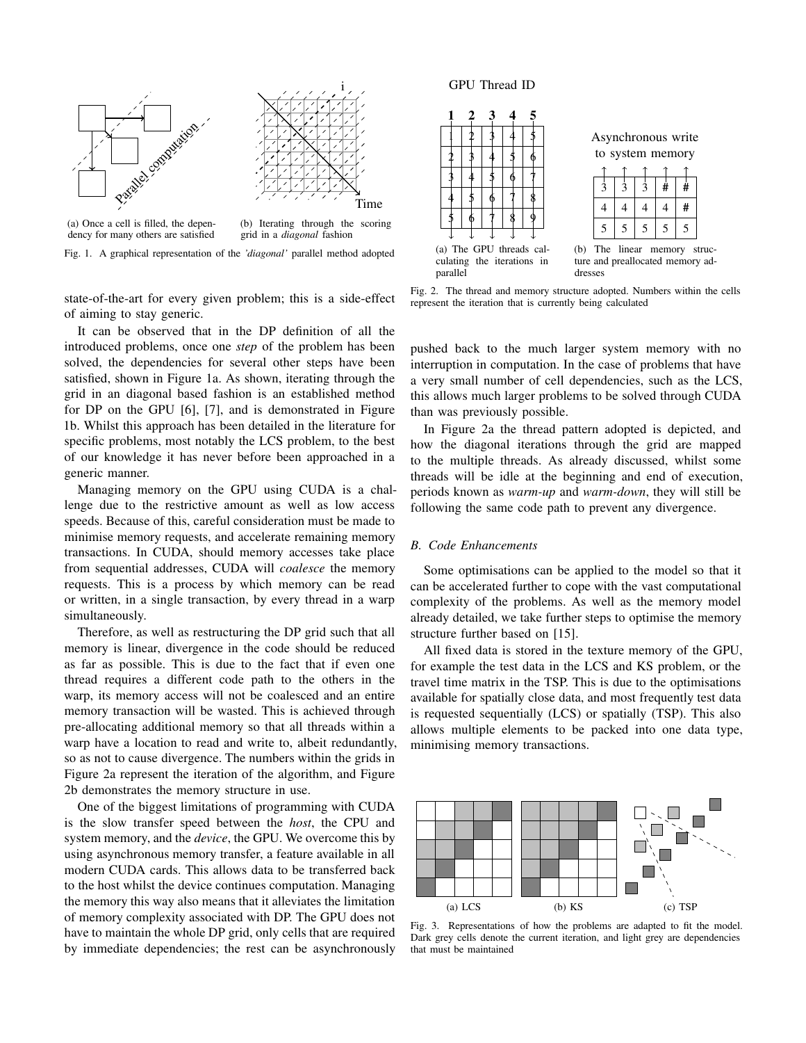Parallel computation

(a) Once a cell is filled, the dependency for many others are satisfied

i

Time

(b) Iterating through the scoring grid in a *diagonal* fashion

Fig. 1. A graphical representation of the *'diagonal'* parallel method adopted

state-of-the-art for every given problem; this is a side-effect of aiming to stay generic.

It can be observed that in the DP definition of all the introduced problems, once one *step* of the problem has been solved, the dependencies for several other steps have been satisfied, shown in Figure 1a. As shown, iterating through the grid in an diagonal based fashion is an established method for DP on the GPU [6], [7], and is demonstrated in Figure 1b. Whilst this approach has been detailed in the literature for specific problems, most notably the LCS problem, to the best of our knowledge it has never before been approached in a generic manner.

Managing memory on the GPU using CUDA is a challenge due to the restrictive amount as well as low access speeds. Because of this, careful consideration must be made to minimise memory requests, and accelerate remaining memory transactions. In CUDA, should memory accesses take place from sequential addresses, CUDA will *coalesce* the memory requests. This is a process by which memory can be read or written, in a single transaction, by every thread in a warp simultaneously.

Therefore, as well as restructuring the DP grid such that all memory is linear, divergence in the code should be reduced as far as possible. This is due to the fact that if even one thread requires a different code path to the others in the warp, its memory access will not be coalesced and an entire memory transaction will be wasted. This is achieved through pre-allocating additional memory so that all threads within a warp have a location to read and write to, albeit redundantly, so as not to cause divergence. The numbers within the grids in Figure 2a represent the iteration of the algorithm, and Figure 2b demonstrates the memory structure in use.

One of the biggest limitations of programming with CUDA is the slow transfer speed between the *host*, the CPU and system memory, and the *device*, the GPU. We overcome this by using asynchronous memory transfer, a feature available in all modern CUDA cards. This allows data to be transferred back to the host whilst the device continues computation. Managing the memory this way also means that it alleviates the limitation of memory complexity associated with DP. The GPU does not have to maintain the whole DP grid, only cells that are required by immediate dependencies; the rest can be asynchronously pushed back to the much larger system memory with no interruption in computation. In the case of problems that have a very small number of cell dependencies, such as the LCS, this allows much larger problems to be solved through CUDA than was previously possible.

GPU Thread ID

| 1 | 2 | 3 | 4 | 5 |
|---|---|---|---|---|
| 1 | 2 | 3 | 4 | 5 |
| 2 | 3 | 4 | 5 | 6 |
| 3 | 4 | 5 | 6 | 7 |
| 4 | 5 | 6 | 7 | 8 |
| 5 | 6 | 7 | 8 | 9 |

(a) The GPU threads calculating the iterations in parallel

Asynchronous write to system memory

| | | | | |
|---|---|---|---|---|
| 3 | 3 | 3 | # | # |
| 4 | 4 | 4 | 4 | # |
| 5 | 5 | 5 | 5 | 5 |

(b) The linear memory structure and preallocated memory addresses

Fig. 2. The thread and memory structure adopted. Numbers within the cells represent the iteration that is currently being calculated

In Figure 2a the thread pattern adopted is depicted, and how the diagonal iterations through the grid are mapped to the multiple threads. As already discussed, whilst some threads will be idle at the beginning and end of execution, periods known as *warm-up* and *warm-down*, they will still be following the same code path to prevent any divergence.

### *B. Code Enhancements*

Some optimisations can be applied to the model so that it can be accelerated further to cope with the vast computational complexity of the problems. As well as the memory model already detailed, we take further steps to optimise the memory structure further based on [15].

All fixed data is stored in the texture memory of the GPU, for example the test data in the LCS and KS problem, or the travel time matrix in the TSP. This is due to the optimisations available for spatially close data, and most frequently test data is requested sequentially (LCS) or spatially (TSP). This also allows multiple elements to be packed into one data type, minimising memory transactions.

(a) LCS (b) KS (c) TSP

Fig. 3. Representations of how the problems are adapted to fit the model. Dark grey cells denote the current iteration, and light grey are dependencies that must be maintained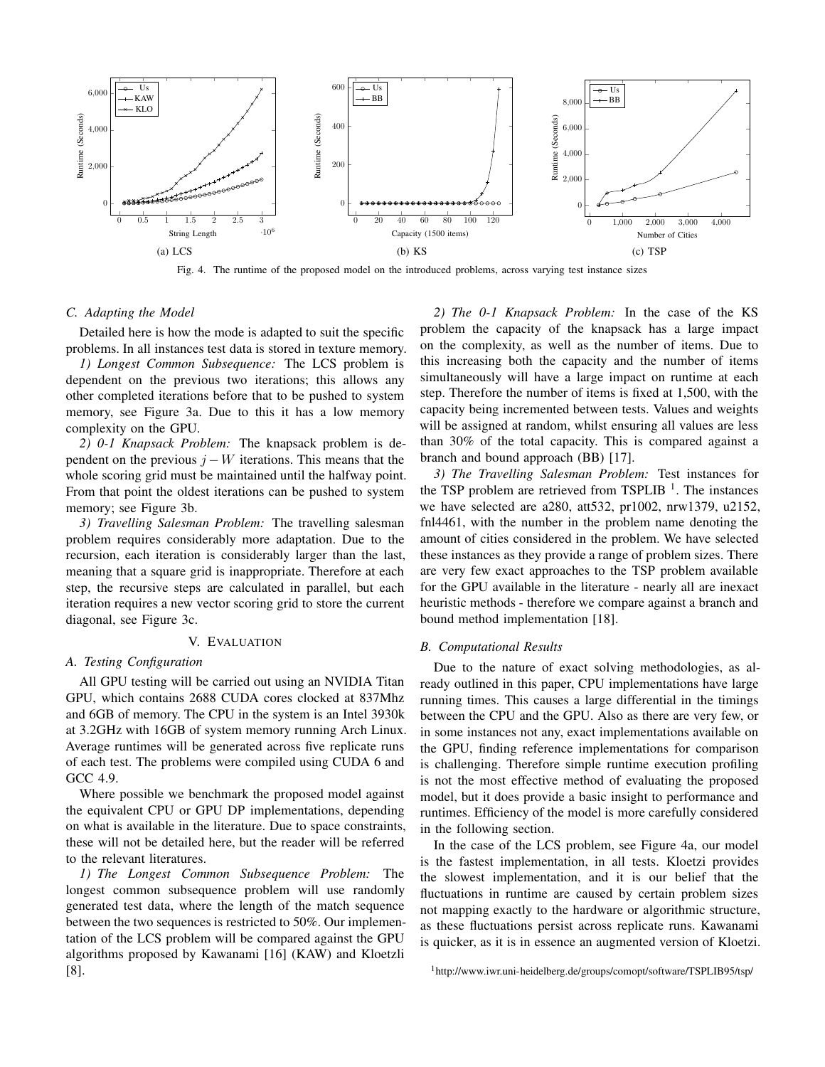Us
KAW
KLO

Runtime (Seconds)

6,000
4,000
2,000
0

0 0.5 1 1.5 2 2.5 3

String Length $\cdot 10^6$

(a) LCS

Us
BB

Runtime (Seconds)

600
400
200
0

0 20 40 60 80 100 120

Capacity (1500 items)

(b) KS

Us
BB

Runtime (Seconds)

8,000
6,000
4,000
2,000
0

0 1,000 2,000 3,000 4,000

Number of Cities

(c) TSP

Fig. 4. The runtime of the proposed model on the introduced problems, across varying test instance sizes

### C. Adapting the Model

Detailed here is how the mode is adapted to suit the specific problems. In all instances test data is stored in texture memory.

*1) Longest Common Subsequence:* The LCS problem is dependent on the previous two iterations; this allows any other completed iterations before that to be pushed to system memory, see Figure 3a. Due to this it has a low memory complexity on the GPU.

*2) 0-1 Knapsack Problem:* The knapsack problem is dependent on the previous $j - W$ iterations. This means that the whole scoring grid must be maintained until the halfway point. From that point the oldest iterations can be pushed to system memory; see Figure 3b.

*3) Travelling Salesman Problem:* The travelling salesman problem requires considerably more adaptation. Due to the recursion, each iteration is considerably larger than the last, meaning that a square grid is inappropriate. Therefore at each step, the recursive steps are calculated in parallel, but each iteration requires a new vector scoring grid to store the current diagonal, see Figure 3c.

## V. Evaluation

### A. Testing Configuration

All GPU testing will be carried out using an NVIDIA Titan GPU, which contains 2688 CUDA cores clocked at 837Mhz and 6GB of memory. The CPU in the system is an Intel 3930k at 3.2GHz with 16GB of system memory running Arch Linux. Average runtimes will be generated across five replicate runs of each test. The problems were compiled using CUDA 6 and GCC 4.9.

Where possible we benchmark the proposed model against the equivalent CPU or GPU DP implementations, depending on what is available in the literature. Due to space constraints, these will not be detailed here, but the reader will be referred to the relevant literatures.

*1) The Longest Common Subsequence Problem:* The longest common subsequence problem will use randomly generated test data, where the length of the match sequence between the two sequences is restricted to 50%. Our implementation of the LCS problem will be compared against the GPU algorithms proposed by Kawanami [16] (KAW) and Kloetzli [8].

*2) The 0-1 Knapsack Problem:* In the case of the KS problem the capacity of the knapsack has a large impact on the complexity, as well as the number of items. Due to this increasing both the capacity and the number of items simultaneously will have a large impact on runtime at each step. Therefore the number of items is fixed at 1,500, with the capacity being incremented between tests. Values and weights will be assigned at random, whilst ensuring all values are less than 30% of the total capacity. This is compared against a branch and bound approach (BB) [17].

*3) The Travelling Salesman Problem:* Test instances for the TSP problem are retrieved from TSPLIB [1]. The instances we have selected are a280, att532, pr1002, nrw1379, u2152, fnl4461, with the number in the problem name denoting the amount of cities considered in the problem. We have selected these instances as they provide a range of problem sizes. There are very few exact approaches to the TSP problem available for the GPU available in the literature - nearly all are inexact heuristic methods - therefore we compare against a branch and bound method implementation [18].

### B. Computational Results

Due to the nature of exact solving methodologies, as already outlined in this paper, CPU implementations have large running times. This causes a large differential in the timings between the CPU and the GPU. Also as there are very few, or in some instances not any, exact implementations available on the GPU, finding reference implementations for comparison is challenging. Therefore simple runtime execution profiling is not the most effective method of evaluating the proposed model, but it does provide a basic insight to performance and runtimes. Efficiency of the model is more carefully considered in the following section.

In the case of the LCS problem, see Figure 4a, our model is the fastest implementation, in all tests. Kloetzi provides the slowest implementation, and it is our belief that the fluctuations in runtime are caused by certain problem sizes not mapping exactly to the hardware or algorithmic structure, as these fluctuations persist across replicate runs. Kawanami is quicker, as it is in essence an augmented version of Kloetzi.

[1] http://www.iwr.uni-heidelberg.de/groups/comopt/software/TSPLIB95/tsp/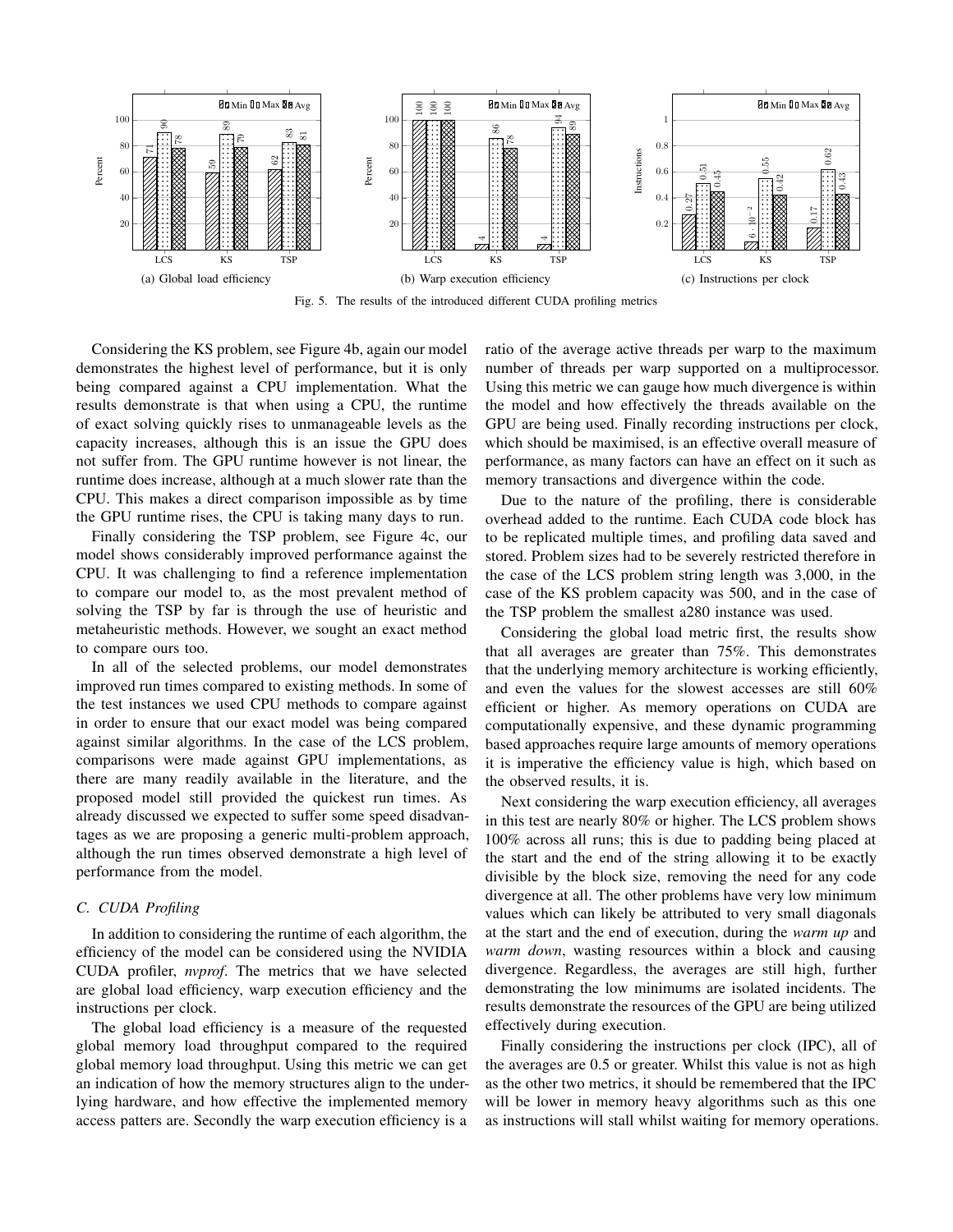Min Max Avg

Percent

100
80
60
40
20

71 90 78
59 89 79
62 83 81

LCS KS TSP

(a) Global load efficiency

Min Max Avg

Percent

100
80
60
40
20

100 100 100
4 86 78
4 94 89

LCS KS TSP

(b) Warp execution efficiency

Min Max Avg

Instructions

1
0.8
0.6
0.4
0.2

0.27 0.51 0.45
$6 \cdot 10^{-2}$ 0.55 0.42
0.17 0.62 0.43

LCS KS TSP

(c) Instructions per clock

Fig. 5. The results of the introduced different CUDA profiling metrics

Considering the KS problem, see Figure 4b, again our model demonstrates the highest level of performance, but it is only being compared against a CPU implementation. What the results demonstrate is that when using a CPU, the runtime of exact solving quickly rises to unmanageable levels as the capacity increases, although this is an issue the GPU does not suffer from. The GPU runtime however is not linear, the runtime does increase, although at a much slower rate than the CPU. This makes a direct comparison impossible as by time the GPU runtime rises, the CPU is taking many days to run.

Finally considering the TSP problem, see Figure 4c, our model shows considerably improved performance against the CPU. It was challenging to find a reference implementation to compare our model to, as the most prevalent method of solving the TSP by far is through the use of heuristic and metaheuristic methods. However, we sought an exact method to compare ours too.

In all of the selected problems, our model demonstrates improved run times compared to existing methods. In some of the test instances we used CPU methods to compare against in order to ensure that our exact model was being compared against similar algorithms. In the case of the LCS problem, comparisons were made against GPU implementations, as there are many readily available in the literature, and the proposed model still provided the quickest run times. As already discussed we expected to suffer some speed disadvantages as we are proposing a generic multi-problem approach, although the run times observed demonstrate a high level of performance from the model.

### C. CUDA Profiling

In addition to considering the runtime of each algorithm, the efficiency of the model can be considered using the NVIDIA CUDA profiler, *nvprof*. The metrics that we have selected are global load efficiency, warp execution efficiency and the instructions per clock.

The global load efficiency is a measure of the requested global memory load throughput compared to the required global memory load throughput. Using this metric we can get an indication of how the memory structures align to the underlying hardware, and how effective the implemented memory access patters are. Secondly the warp execution efficiency is a ratio of the average active threads per warp to the maximum number of threads per warp supported on a multiprocessor. Using this metric we can gauge how much divergence is within the model and how effectively the threads available on the GPU are being used. Finally recording instructions per clock, which should be maximised, is an effective overall measure of performance, as many factors can have an effect on it such as memory transactions and divergence within the code.

Due to the nature of the profiling, there is considerable overhead added to the runtime. Each CUDA code block has to be replicated multiple times, and profiling data saved and stored. Problem sizes had to be severely restricted therefore in the case of the LCS problem string length was 3,000, in the case of the KS problem capacity was 500, and in the case of the TSP problem the smallest a280 instance was used.

Considering the global load metric first, the results show that all averages are greater than 75%. This demonstrates that the underlying memory architecture is working efficiently, and even the values for the slowest accesses are still 60% efficient or higher. As memory operations on CUDA are computationally expensive, and these dynamic programming based approaches require large amounts of memory operations it is imperative the efficiency value is high, which based on the observed results, it is.

Next considering the warp execution efficiency, all averages in this test are nearly 80% or higher. The LCS problem shows 100% across all runs; this is due to padding being placed at the start and the end of the string allowing it to be exactly divisible by the block size, removing the need for any code divergence at all. The other problems have very low minimum values which can likely be attributed to very small diagonals at the start and the end of execution, during the *warm up* and *warm down*, wasting resources within a block and causing divergence. Regardless, the averages are still high, further demonstrating the low minimums are isolated incidents. The results demonstrate the resources of the GPU are being utilized effectively during execution.

Finally considering the instructions per clock (IPC), all of the averages are 0.5 or greater. Whilst this value is not as high as the other two metrics, it should be remembered that the IPC will be lower in memory heavy algorithms such as this one as instructions will stall whilst waiting for memory operations.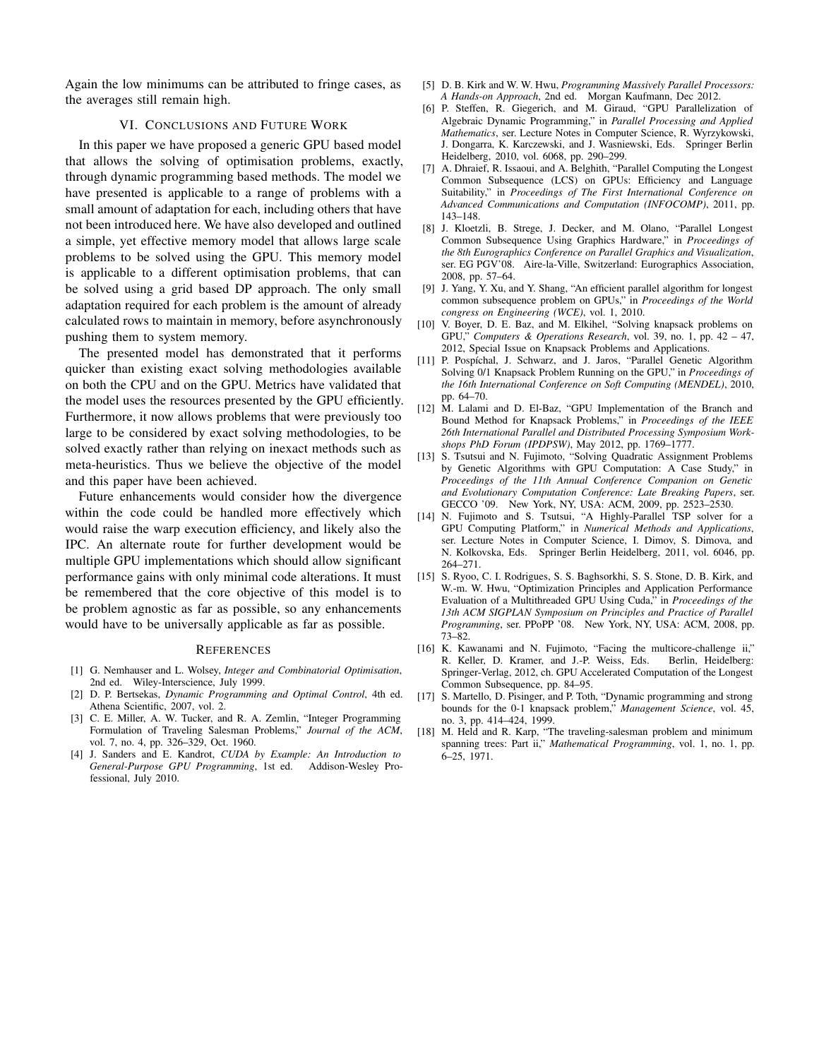Again the low minimums can be attributed to fringe cases, as the averages still remain high.

## VI. Conclusions and Future Work

In this paper we have proposed a generic GPU based model that allows the solving of optimisation problems, exactly, through dynamic programming based methods. The model we have presented is applicable to a range of problems with a small amount of adaptation for each, including others that have not been introduced here. We have also developed and outlined a simple, yet effective memory model that allows large scale problems to be solved using the GPU. This memory model is applicable to a different optimisation problems, that can be solved using a grid based DP approach. The only small adaptation required for each problem is the amount of already calculated rows to maintain in memory, before asynchronously pushing them to system memory.

The presented model has demonstrated that it performs quicker than existing exact solving methodologies available on both the CPU and on the GPU. Metrics have validated that the model uses the resources presented by the GPU efficiently. Furthermore, it now allows problems that were previously too large to be considered by exact solving methodologies, to be solved exactly rather than relying on inexact methods such as meta-heuristics. Thus we believe the objective of the model and this paper have been achieved.

Future enhancements would consider how the divergence within the code could be handled more effectively which would raise the warp execution efficiency, and likely also the IPC. An alternate route for further development would be multiple GPU implementations which should allow significant performance gains with only minimal code alterations. It must be remembered that the core objective of this model is to be problem agnostic as far as possible, so any enhancements would have to be universally applicable as far as possible.

## References

[1] G. Nemhauser and L. Wolsey, *Integer and Combinatorial Optimisation*, 2nd ed. Wiley-Interscience, July 1999.

[2] D. P. Bertsekas, *Dynamic Programming and Optimal Control*, 4th ed. Athena Scientific, 2007, vol. 2.

[3] C. E. Miller, A. W. Tucker, and R. A. Zemlin, "Integer Programming Formulation of Traveling Salesman Problems," *Journal of the ACM*, vol. 7, no. 4, pp. 326–329, Oct. 1960.

[4] J. Sanders and E. Kandrot, *CUDA by Example: An Introduction to General-Purpose GPU Programming*, 1st ed. Addison-Wesley Professional, July 2010.

[5] D. B. Kirk and W. W. Hwu, *Programming Massively Parallel Processors: A Hands-on Approach*, 2nd ed. Morgan Kaufmann, Dec 2012.

[6] P. Steffen, R. Giegerich, and M. Giraud, "GPU Parallelization of Algebraic Dynamic Programming," in *Parallel Processing and Applied Mathematics*, ser. Lecture Notes in Computer Science, R. Wyrzykowski, J. Dongarra, K. Karczewski, and J. Wasniewski, Eds. Springer Berlin Heidelberg, 2010, vol. 6068, pp. 290–299.

[7] A. Dhraief, R. Issaoui, and A. Belghith, "Parallel Computing the Longest Common Subsequence (LCS) on GPUs: Efficiency and Language Suitability," in *Proceedings of The First International Conference on Advanced Communications and Computation (INFOCOMP)*, 2011, pp. 143–148.

[8] J. Kloetzli, B. Strege, J. Decker, and M. Olano, "Parallel Longest Common Subsequence Using Graphics Hardware," in *Proceedings of the 8th Eurographics Conference on Parallel Graphics and Visualization*, ser. EG PGV'08. Aire-la-Ville, Switzerland: Eurographics Association, 2008, pp. 57–64.

[9] J. Yang, Y. Xu, and Y. Shang, "An efficient parallel algorithm for longest common subsequence problem on GPUs," in *Proceedings of the World congress on Engineering (WCE)*, vol. 1, 2010.

[10] V. Boyer, D. E. Baz, and M. Elkihel, "Solving knapsack problems on GPU," *Computers & Operations Research*, vol. 39, no. 1, pp. 42 – 47, 2012, Special Issue on Knapsack Problems and Applications.

[11] P. Pospíchal, J. Schwarz, and J. Jaros, "Parallel Genetic Algorithm Solving 0/1 Knapsack Problem Running on the GPU," in *Proceedings of the 16th International Conference on Soft Computing (MENDEL)*, 2010, pp. 64–70.

[12] M. Lalami and D. El-Baz, "GPU Implementation of the Branch and Bound Method for Knapsack Problems," in *Proceedings of the IEEE 26th International Parallel and Distributed Processing Symposium Workshops PhD Forum (IPDPSW)*, May 2012, pp. 1769–1777.

[13] S. Tsutsui and N. Fujimoto, "Solving Quadratic Assignment Problems by Genetic Algorithms with GPU Computation: A Case Study," in *Proceedings of the 11th Annual Conference Companion on Genetic and Evolutionary Computation Conference: Late Breaking Papers*, ser. GECCO '09. New York, NY, USA: ACM, 2009, pp. 2523–2530.

[14] N. Fujimoto and S. Tsutsui, "A Highly-Parallel TSP solver for a GPU Computing Platform," in *Numerical Methods and Applications*, ser. Lecture Notes in Computer Science, I. Dimov, S. Dimova, and N. Kolkovska, Eds. Springer Berlin Heidelberg, 2011, vol. 6046, pp. 264–271.

[15] S. Ryoo, C. I. Rodrigues, S. S. Baghsorkhi, S. S. Stone, D. B. Kirk, and W.-m. W. Hwu, "Optimization Principles and Application Performance Evaluation of a Multithreaded GPU Using Cuda," in *Proceedings of the 13th ACM SIGPLAN Symposium on Principles and Practice of Parallel Programming*, ser. PPoPP '08. New York, NY, USA: ACM, 2008, pp. 73–82.

[16] K. Kawanami and N. Fujimoto, "Facing the multicore-challenge ii," R. Keller, D. Kramer, and J.-P. Weiss, Eds. Berlin, Heidelberg: Springer-Verlag, 2012, ch. GPU Accelerated Computation of the Longest Common Subsequence, pp. 84–95.

[17] S. Martello, D. Pisinger, and P. Toth, "Dynamic programming and strong bounds for the 0-1 knapsack problem," *Management Science*, vol. 45, no. 3, pp. 414–424, 1999.

[18] M. Held and R. Karp, "The traveling-salesman problem and minimum spanning trees: Part ii," *Mathematical Programming*, vol. 1, no. 1, pp. 6–25, 1971.